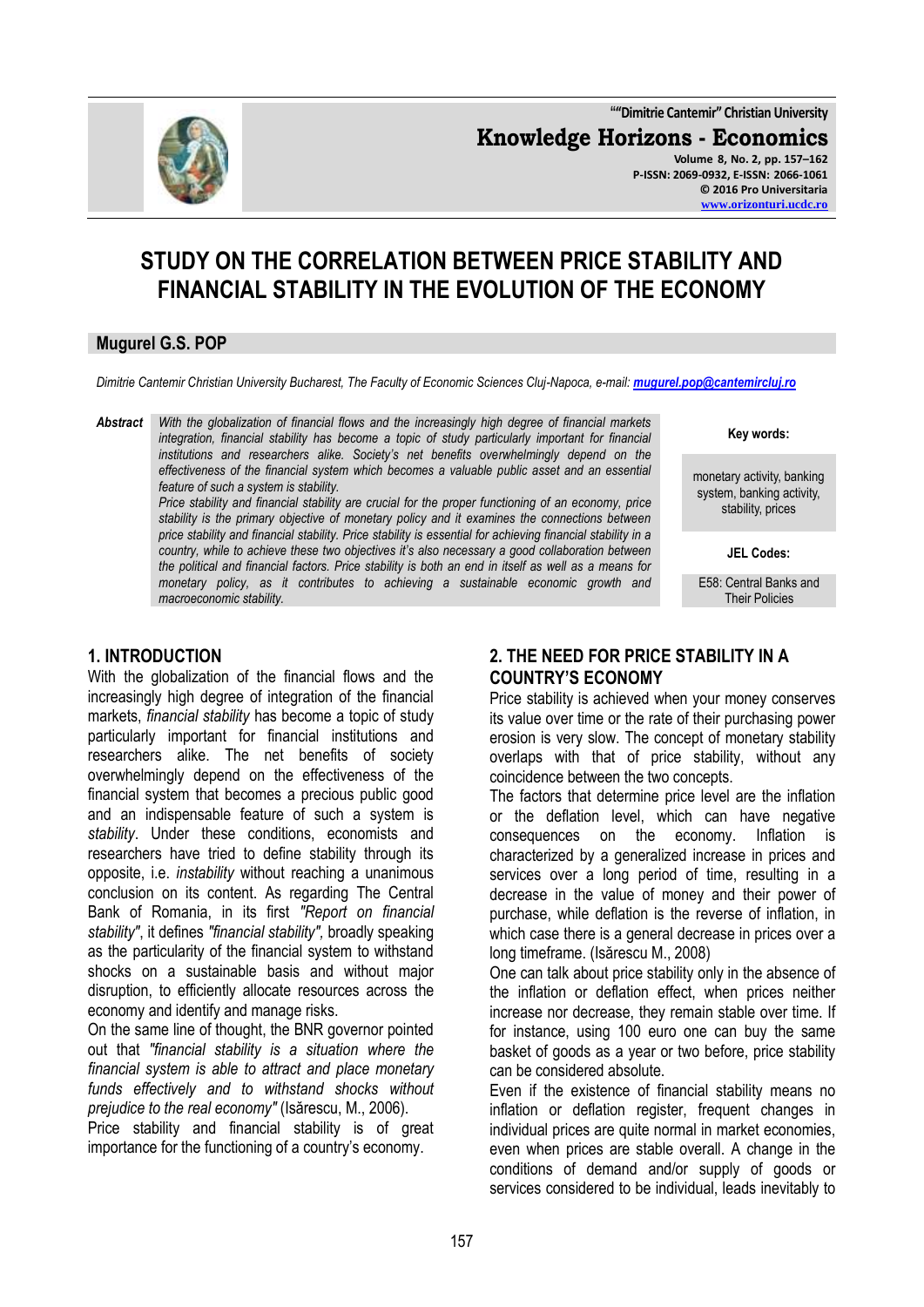""Dimitrie Cantemir" Christian University

**Knowledge Horizons - Economics**

Volume 8, No. 2, pp. 157–162
P-ISSN: 2069-0932, E-ISSN: 2066-1061
© 2016 Pro Universitaria
www.orizonturi.ucdc.ro

# STUDY ON THE CORRELATION BETWEEN PRICE STABILITY AND FINANCIAL STABILITY IN THE EVOLUTION OF THE ECONOMY

**Mugurel G.S. POP**

*Dimitrie Cantemir Christian University Bucharest, The Faculty of Economic Sciences Cluj-Napoca, e-mail: mugurel.pop@cantemircluj.ro*

**Abstract** *With the globalization of financial flows and the increasingly high degree of financial markets integration, financial stability has become a topic of study particularly important for financial institutions and researchers alike. Society's net benefits overwhelmingly depend on the effectiveness of the financial system which becomes a valuable public asset and an essential feature of such a system is stability.*
*Price stability and financial stability are crucial for the proper functioning of an economy, price stability is the primary objective of monetary policy and it examines the connections between price stability and financial stability. Price stability is essential for achieving financial stability in a country, while to achieve these two objectives it's also necessary a good collaboration between the political and financial factors. Price stability is both an end in itself as well as a means for monetary policy, as it contributes to achieving a sustainable economic growth and macroeconomic stability.*

**Key words:**

monetary activity, banking system, banking activity, stability, prices

**JEL Codes:**

E58: Central Banks and Their Policies

## 1. INTRODUCTION

With the globalization of the financial flows and the increasingly high degree of integration of the financial markets, *financial stability* has become a topic of study particularly important for financial institutions and researchers alike. The net benefits of society overwhelmingly depend on the effectiveness of the financial system that becomes a precious public good and an indispensable feature of such a system is *stability*. Under these conditions, economists and researchers have tried to define stability through its opposite, i.e. *instability* without reaching a unanimous conclusion on its content. As regarding The Central Bank of Romania, in its first *"Report on financial stability"*, it defines *"financial stability"*, broadly speaking as the particularity of the financial system to withstand shocks on a sustainable basis and without major disruption, to efficiently allocate resources across the economy and identify and manage risks.

On the same line of thought, the BNR governor pointed out that *"financial stability is a situation where the financial system is able to attract and place monetary funds effectively and to withstand shocks without prejudice to the real economy"* (Isărescu, M., 2006).

Price stability and financial stability is of great importance for the functioning of a country's economy.

## 2. THE NEED FOR PRICE STABILITY IN A COUNTRY'S ECONOMY

Price stability is achieved when your money conserves its value over time or the rate of their purchasing power erosion is very slow. The concept of monetary stability overlaps with that of price stability, without any coincidence between the two concepts.

The factors that determine price level are the inflation or the deflation level, which can have negative consequences on the economy. Inflation is characterized by a generalized increase in prices and services over a long period of time, resulting in a decrease in the value of money and their power of purchase, while deflation is the reverse of inflation, in which case there is a general decrease in prices over a long timeframe. (Isărescu M., 2008)

One can talk about price stability only in the absence of the inflation or deflation effect, when prices neither increase nor decrease, they remain stable over time. If for instance, using 100 euro one can buy the same basket of goods as a year or two before, price stability can be considered absolute.

Even if the existence of financial stability means no inflation or deflation register, frequent changes in individual prices are quite normal in market economies, even when prices are stable overall. A change in the conditions of demand and/or supply of goods or services considered to be individual, leads inevitably to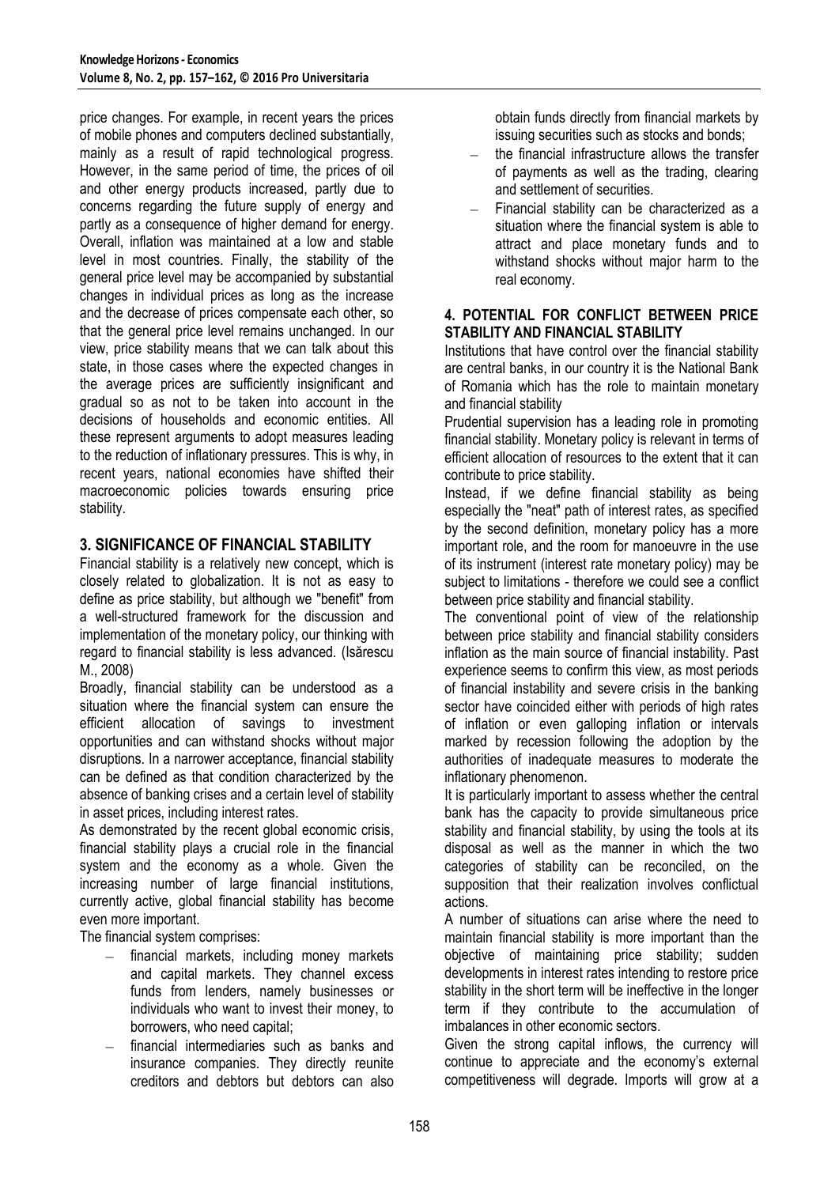price changes. For example, in recent years the prices of mobile phones and computers declined substantially, mainly as a result of rapid technological progress. However, in the same period of time, the prices of oil and other energy products increased, partly due to concerns regarding the future supply of energy and partly as a consequence of higher demand for energy. Overall, inflation was maintained at a low and stable level in most countries. Finally, the stability of the general price level may be accompanied by substantial changes in individual prices as long as the increase and the decrease of prices compensate each other, so that the general price level remains unchanged. In our view, price stability means that we can talk about this state, in those cases where the expected changes in the average prices are sufficiently insignificant and gradual so as not to be taken into account in the decisions of households and economic entities. All these represent arguments to adopt measures leading to the reduction of inflationary pressures. This is why, in recent years, national economies have shifted their macroeconomic policies towards ensuring price stability.

## 3. SIGNIFICANCE OF FINANCIAL STABILITY

Financial stability is a relatively new concept, which is closely related to globalization. It is not as easy to define as price stability, but although we "benefit" from a well-structured framework for the discussion and implementation of the monetary policy, our thinking with regard to financial stability is less advanced. (Isărescu M., 2008)

Broadly, financial stability can be understood as a situation where the financial system can ensure the efficient allocation of savings to investment opportunities and can withstand shocks without major disruptions. In a narrower acceptance, financial stability can be defined as that condition characterized by the absence of banking crises and a certain level of stability in asset prices, including interest rates.

As demonstrated by the recent global economic crisis, financial stability plays a crucial role in the financial system and the economy as a whole. Given the increasing number of large financial institutions, currently active, global financial stability has become even more important.

The financial system comprises:

- financial markets, including money markets and capital markets. They channel excess funds from lenders, namely businesses or individuals who want to invest their money, to borrowers, who need capital;
- financial intermediaries such as banks and insurance companies. They directly reunite creditors and debtors but debtors can also obtain funds directly from financial markets by issuing securities such as stocks and bonds;
- the financial infrastructure allows the transfer of payments as well as the trading, clearing and settlement of securities.
- Financial stability can be characterized as a situation where the financial system is able to attract and place monetary funds and to withstand shocks without major harm to the real economy.

## 4. POTENTIAL FOR CONFLICT BETWEEN PRICE STABILITY AND FINANCIAL STABILITY

Institutions that have control over the financial stability are central banks, in our country it is the National Bank of Romania which has the role to maintain monetary and financial stability

Prudential supervision has a leading role in promoting financial stability. Monetary policy is relevant in terms of efficient allocation of resources to the extent that it can contribute to price stability.

Instead, if we define financial stability as being especially the "neat" path of interest rates, as specified by the second definition, monetary policy has a more important role, and the room for manoeuvre in the use of its instrument (interest rate monetary policy) may be subject to limitations - therefore we could see a conflict between price stability and financial stability.

The conventional point of view of the relationship between price stability and financial stability considers inflation as the main source of financial instability. Past experience seems to confirm this view, as most periods of financial instability and severe crisis in the banking sector have coincided either with periods of high rates of inflation or even galloping inflation or intervals marked by recession following the adoption by the authorities of inadequate measures to moderate the inflationary phenomenon.

It is particularly important to assess whether the central bank has the capacity to provide simultaneous price stability and financial stability, by using the tools at its disposal as well as the manner in which the two categories of stability can be reconciled, on the supposition that their realization involves conflictual actions.

A number of situations can arise where the need to maintain financial stability is more important than the objective of maintaining price stability; sudden developments in interest rates intending to restore price stability in the short term will be ineffective in the longer term if they contribute to the accumulation of imbalances in other economic sectors.

Given the strong capital inflows, the currency will continue to appreciate and the economy's external competitiveness will degrade. Imports will grow at a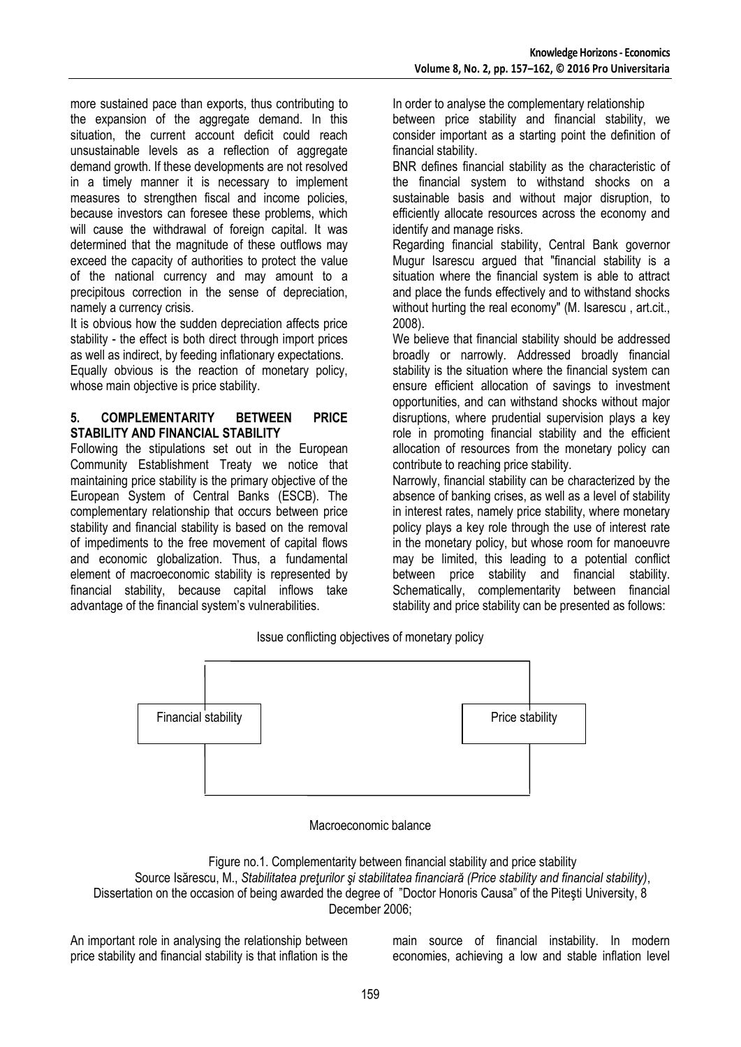more sustained pace than exports, thus contributing to the expansion of the aggregate demand. In this situation, the current account deficit could reach unsustainable levels as a reflection of aggregate demand growth. If these developments are not resolved in a timely manner it is necessary to implement measures to strengthen fiscal and income policies, because investors can foresee these problems, which will cause the withdrawal of foreign capital. It was determined that the magnitude of these outflows may exceed the capacity of authorities to protect the value of the national currency and may amount to a precipitous correction in the sense of depreciation, namely a currency crisis.

It is obvious how the sudden depreciation affects price stability - the effect is both direct through import prices as well as indirect, by feeding inflationary expectations. Equally obvious is the reaction of monetary policy, whose main objective is price stability.

## 5. COMPLEMENTARITY BETWEEN PRICE STABILITY AND FINANCIAL STABILITY

Following the stipulations set out in the European Community Establishment Treaty we notice that maintaining price stability is the primary objective of the European System of Central Banks (ESCB). The complementary relationship that occurs between price stability and financial stability is based on the removal of impediments to the free movement of capital flows and economic globalization. Thus, a fundamental element of macroeconomic stability is represented by financial stability, because capital inflows take advantage of the financial system's vulnerabilities.

In order to analyse the complementary relationship between price stability and financial stability, we consider important as a starting point the definition of financial stability.

BNR defines financial stability as the characteristic of the financial system to withstand shocks on a sustainable basis and without major disruption, to efficiently allocate resources across the economy and identify and manage risks.

Regarding financial stability, Central Bank governor Mugur Isarescu argued that "financial stability is a situation where the financial system is able to attract and place the funds effectively and to withstand shocks without hurting the real economy" (M. Isarescu , art.cit., 2008).

We believe that financial stability should be addressed broadly or narrowly. Addressed broadly financial stability is the situation where the financial system can ensure efficient allocation of savings to investment opportunities, and can withstand shocks without major disruptions, where prudential supervision plays a key role in promoting financial stability and the efficient allocation of resources from the monetary policy can contribute to reaching price stability.

Narrowly, financial stability can be characterized by the absence of banking crises, as well as a level of stability in interest rates, namely price stability, where monetary policy plays a key role through the use of interest rate in the monetary policy, but whose room for manoeuvre may be limited, this leading to a potential conflict between price stability and financial stability. Schematically, complementarity between financial stability and price stability can be presented as follows:

Issue conflicting objectives of monetary policy

Financial stability

Price stability

Macroeconomic balance

Figure no.1. Complementarity between financial stability and price stability

Source Isărescu, M., *Stabilitatea preţurilor şi stabilitatea financiară (Price stability and financial stability)*, Dissertation on the occasion of being awarded the degree of "Doctor Honoris Causa" of the Piteşti University, 8 December 2006;

An important role in analysing the relationship between price stability and financial stability is that inflation is the main source of financial instability. In modern economies, achieving a low and stable inflation level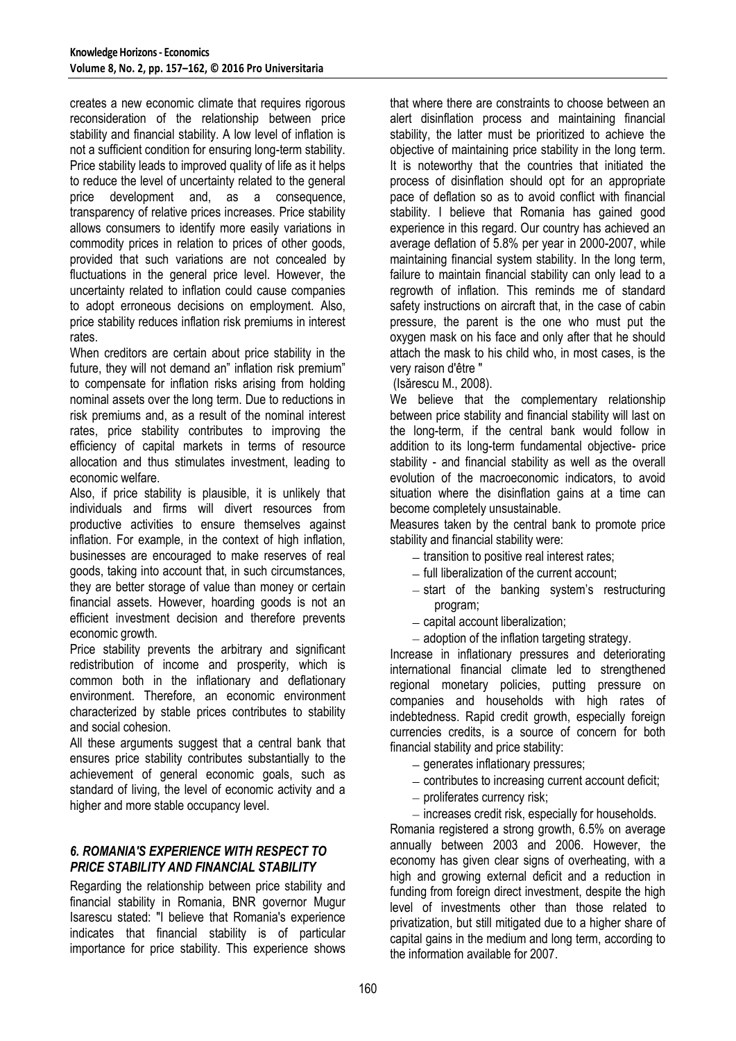creates a new economic climate that requires rigorous reconsideration of the relationship between price stability and financial stability. A low level of inflation is not a sufficient condition for ensuring long-term stability. Price stability leads to improved quality of life as it helps to reduce the level of uncertainty related to the general price development and, as a consequence, transparency of relative prices increases. Price stability allows consumers to identify more easily variations in commodity prices in relation to prices of other goods, provided that such variations are not concealed by fluctuations in the general price level. However, the uncertainty related to inflation could cause companies to adopt erroneous decisions on employment. Also, price stability reduces inflation risk premiums in interest rates.

When creditors are certain about price stability in the future, they will not demand an" inflation risk premium" to compensate for inflation risks arising from holding nominal assets over the long term. Due to reductions in risk premiums and, as a result of the nominal interest rates, price stability contributes to improving the efficiency of capital markets in terms of resource allocation and thus stimulates investment, leading to economic welfare.

Also, if price stability is plausible, it is unlikely that individuals and firms will divert resources from productive activities to ensure themselves against inflation. For example, in the context of high inflation, businesses are encouraged to make reserves of real goods, taking into account that, in such circumstances, they are better storage of value than money or certain financial assets. However, hoarding goods is not an efficient investment decision and therefore prevents economic growth.

Price stability prevents the arbitrary and significant redistribution of income and prosperity, which is common both in the inflationary and deflationary environment. Therefore, an economic environment characterized by stable prices contributes to stability and social cohesion.

All these arguments suggest that a central bank that ensures price stability contributes substantially to the achievement of general economic goals, such as standard of living, the level of economic activity and a higher and more stable occupancy level.

### *6. ROMANIA'S EXPERIENCE WITH RESPECT TO PRICE STABILITY AND FINANCIAL STABILITY*

Regarding the relationship between price stability and financial stability in Romania, BNR governor Mugur Isarescu stated: "I believe that Romania's experience indicates that financial stability is of particular importance for price stability. This experience shows that where there are constraints to choose between an alert disinflation process and maintaining financial stability, the latter must be prioritized to achieve the objective of maintaining price stability in the long term. It is noteworthy that the countries that initiated the process of disinflation should opt for an appropriate pace of deflation so as to avoid conflict with financial stability. I believe that Romania has gained good experience in this regard. Our country has achieved an average deflation of 5.8% per year in 2000-2007, while maintaining financial system stability. In the long term, failure to maintain financial stability can only lead to a regrowth of inflation. This reminds me of standard safety instructions on aircraft that, in the case of cabin pressure, the parent is the one who must put the oxygen mask on his face and only after that he should attach the mask to his child who, in most cases, is the very raison d'être "

(Isărescu M., 2008).

We believe that the complementary relationship between price stability and financial stability will last on the long-term, if the central bank would follow in addition to its long-term fundamental objective- price stability - and financial stability as well as the overall evolution of the macroeconomic indicators, to avoid situation where the disinflation gains at a time can become completely unsustainable.

Measures taken by the central bank to promote price stability and financial stability were:

- transition to positive real interest rates;
- full liberalization of the current account;
- start of the banking system's restructuring program;
- capital account liberalization;
- adoption of the inflation targeting strategy.

Increase in inflationary pressures and deteriorating international financial climate led to strengthened regional monetary policies, putting pressure on companies and households with high rates of indebtedness. Rapid credit growth, especially foreign currencies credits, is a source of concern for both financial stability and price stability:

- generates inflationary pressures;
- contributes to increasing current account deficit;
- proliferates currency risk;
- increases credit risk, especially for households.

Romania registered a strong growth, 6.5% on average annually between 2003 and 2006. However, the economy has given clear signs of overheating, with a high and growing external deficit and a reduction in funding from foreign direct investment, despite the high level of investments other than those related to privatization, but still mitigated due to a higher share of capital gains in the medium and long term, according to the information available for 2007.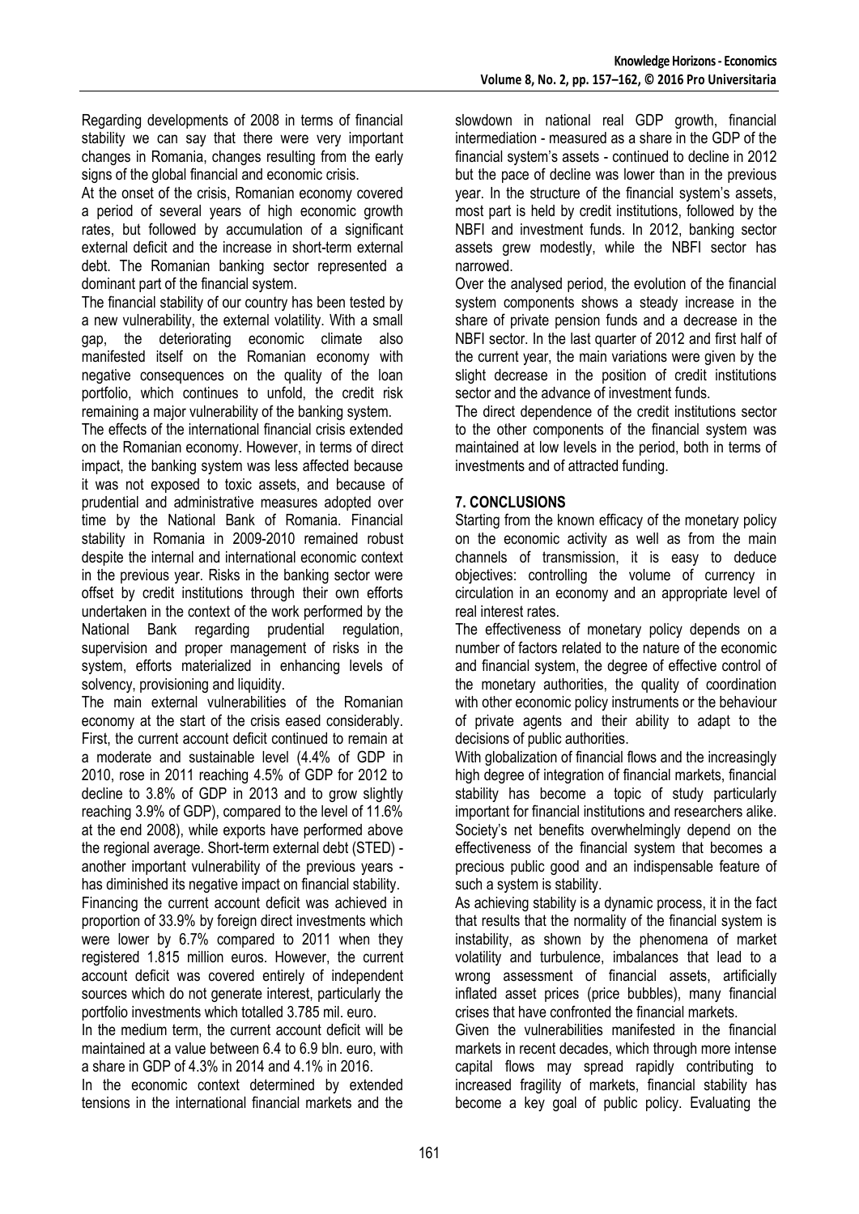Regarding developments of 2008 in terms of financial stability we can say that there were very important changes in Romania, changes resulting from the early signs of the global financial and economic crisis.

At the onset of the crisis, Romanian economy covered a period of several years of high economic growth rates, but followed by accumulation of a significant external deficit and the increase in short-term external debt. The Romanian banking sector represented a dominant part of the financial system.

The financial stability of our country has been tested by a new vulnerability, the external volatility. With a small gap, the deteriorating economic climate also manifested itself on the Romanian economy with negative consequences on the quality of the loan portfolio, which continues to unfold, the credit risk remaining a major vulnerability of the banking system.

The effects of the international financial crisis extended on the Romanian economy. However, in terms of direct impact, the banking system was less affected because it was not exposed to toxic assets, and because of prudential and administrative measures adopted over time by the National Bank of Romania. Financial stability in Romania in 2009-2010 remained robust despite the internal and international economic context in the previous year. Risks in the banking sector were offset by credit institutions through their own efforts undertaken in the context of the work performed by the National Bank regarding prudential regulation, supervision and proper management of risks in the system, efforts materialized in enhancing levels of solvency, provisioning and liquidity.

The main external vulnerabilities of the Romanian economy at the start of the crisis eased considerably. First, the current account deficit continued to remain at a moderate and sustainable level (4.4% of GDP in 2010, rose in 2011 reaching 4.5% of GDP for 2012 to decline to 3.8% of GDP in 2013 and to grow slightly reaching 3.9% of GDP), compared to the level of 11.6% at the end 2008), while exports have performed above the regional average. Short-term external debt (STED) - another important vulnerability of the previous years - has diminished its negative impact on financial stability.

Financing the current account deficit was achieved in proportion of 33.9% by foreign direct investments which were lower by 6.7% compared to 2011 when they registered 1.815 million euros. However, the current account deficit was covered entirely of independent sources which do not generate interest, particularly the portfolio investments which totalled 3.785 mil. euro.

In the medium term, the current account deficit will be maintained at a value between 6.4 to 6.9 bln. euro, with a share in GDP of 4.3% in 2014 and 4.1% in 2016.

In the economic context determined by extended tensions in the international financial markets and the slowdown in national real GDP growth, financial intermediation - measured as a share in the GDP of the financial system's assets - continued to decline in 2012 but the pace of decline was lower than in the previous year. In the structure of the financial system's assets, most part is held by credit institutions, followed by the NBFI and investment funds. In 2012, banking sector assets grew modestly, while the NBFI sector has narrowed.

Over the analysed period, the evolution of the financial system components shows a steady increase in the share of private pension funds and a decrease in the NBFI sector. In the last quarter of 2012 and first half of the current year, the main variations were given by the slight decrease in the position of credit institutions sector and the advance of investment funds.

The direct dependence of the credit institutions sector to the other components of the financial system was maintained at low levels in the period, both in terms of investments and of attracted funding.

## 7. CONCLUSIONS

Starting from the known efficacy of the monetary policy on the economic activity as well as from the main channels of transmission, it is easy to deduce objectives: controlling the volume of currency in circulation in an economy and an appropriate level of real interest rates.

The effectiveness of monetary policy depends on a number of factors related to the nature of the economic and financial system, the degree of effective control of the monetary authorities, the quality of coordination with other economic policy instruments or the behaviour of private agents and their ability to adapt to the decisions of public authorities.

With globalization of financial flows and the increasingly high degree of integration of financial markets, financial stability has become a topic of study particularly important for financial institutions and researchers alike. Society's net benefits overwhelmingly depend on the effectiveness of the financial system that becomes a precious public good and an indispensable feature of such a system is stability.

As achieving stability is a dynamic process, it in the fact that results that the normality of the financial system is instability, as shown by the phenomena of market volatility and turbulence, imbalances that lead to a wrong assessment of financial assets, artificially inflated asset prices (price bubbles), many financial crises that have confronted the financial markets.

Given the vulnerabilities manifested in the financial markets in recent decades, which through more intense capital flows may spread rapidly contributing to increased fragility of markets, financial stability has become a key goal of public policy. Evaluating the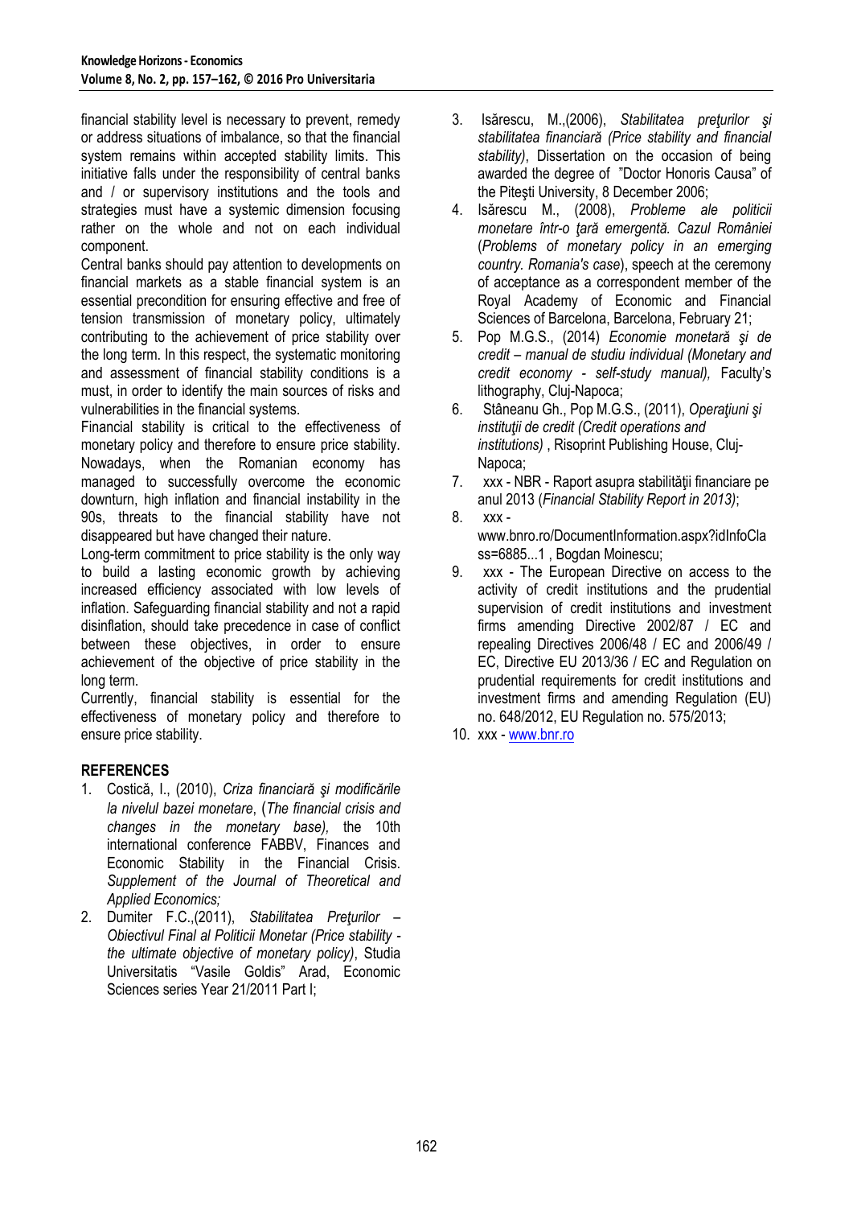financial stability level is necessary to prevent, remedy or address situations of imbalance, so that the financial system remains within accepted stability limits. This initiative falls under the responsibility of central banks and / or supervisory institutions and the tools and strategies must have a systemic dimension focusing rather on the whole and not on each individual component.

Central banks should pay attention to developments on financial markets as a stable financial system is an essential precondition for ensuring effective and free of tension transmission of monetary policy, ultimately contributing to the achievement of price stability over the long term. In this respect, the systematic monitoring and assessment of financial stability conditions is a must, in order to identify the main sources of risks and vulnerabilities in the financial systems.

Financial stability is critical to the effectiveness of monetary policy and therefore to ensure price stability. Nowadays, when the Romanian economy has managed to successfully overcome the economic downturn, high inflation and financial instability in the 90s, threats to the financial stability have not disappeared but have changed their nature.

Long-term commitment to price stability is the only way to build a lasting economic growth by achieving increased efficiency associated with low levels of inflation. Safeguarding financial stability and not a rapid disinflation, should take precedence in case of conflict between these objectives, in order to ensure achievement of the objective of price stability in the long term.

Currently, financial stability is essential for the effectiveness of monetary policy and therefore to ensure price stability.

## REFERENCES

1. Costică, I., (2010), *Criza financiară şi modificările la nivelul bazei monetare*, (*The financial crisis and changes in the monetary base),* the 10th international conference FABBV, Finances and Economic Stability in the Financial Crisis. *Supplement of the Journal of Theoretical and Applied Economics;*
2. Dumiter F.C.,(2011), *Stabilitatea Preţurilor – Obiectivul Final al Politicii Monetar (Price stability - the ultimate objective of monetary policy)*, Studia Universitatis "Vasile Goldis" Arad, Economic Sciences series Year 21/2011 Part I;
3. Isărescu, M.,(2006), *Stabilitatea preţurilor şi stabilitatea financiară (Price stability and financial stability)*, Dissertation on the occasion of being awarded the degree of "Doctor Honoris Causa" of the Piteşti University, 8 December 2006;
4. Isărescu M., (2008), *Probleme ale politicii monetare într-o ţară emergentă. Cazul României* (*Problems of monetary policy in an emerging country. Romania's case*), speech at the ceremony of acceptance as a correspondent member of the Royal Academy of Economic and Financial Sciences of Barcelona, Barcelona, February 21;
5. Pop M.G.S., (2014) *Economie monetară şi de credit – manual de studiu individual (Monetary and credit economy - self-study manual),* Faculty's lithography, Cluj-Napoca;
6. Stâneanu Gh., Pop M.G.S., (2011), *Operaţiuni şi instituţii de credit (Credit operations and institutions)* , Risoprint Publishing House, Cluj-Napoca;
7. xxx - NBR - Raport asupra stabilităţii financiare pe anul 2013 (*Financial Stability Report in 2013)*;
8. xxx - www.bnro.ro/DocumentInformation.aspx?idInfoClass=6885...1 , Bogdan Moinescu;
9. xxx - The European Directive on access to the activity of credit institutions and the prudential supervision of credit institutions and investment firms amending Directive 2002/87 / EC and repealing Directives 2006/48 / EC and 2006/49 / EC, Directive EU 2013/36 / EC and Regulation on prudential requirements for credit institutions and investment firms and amending Regulation (EU) no. 648/2012, EU Regulation no. 575/2013;
10. xxx - www.bnr.ro